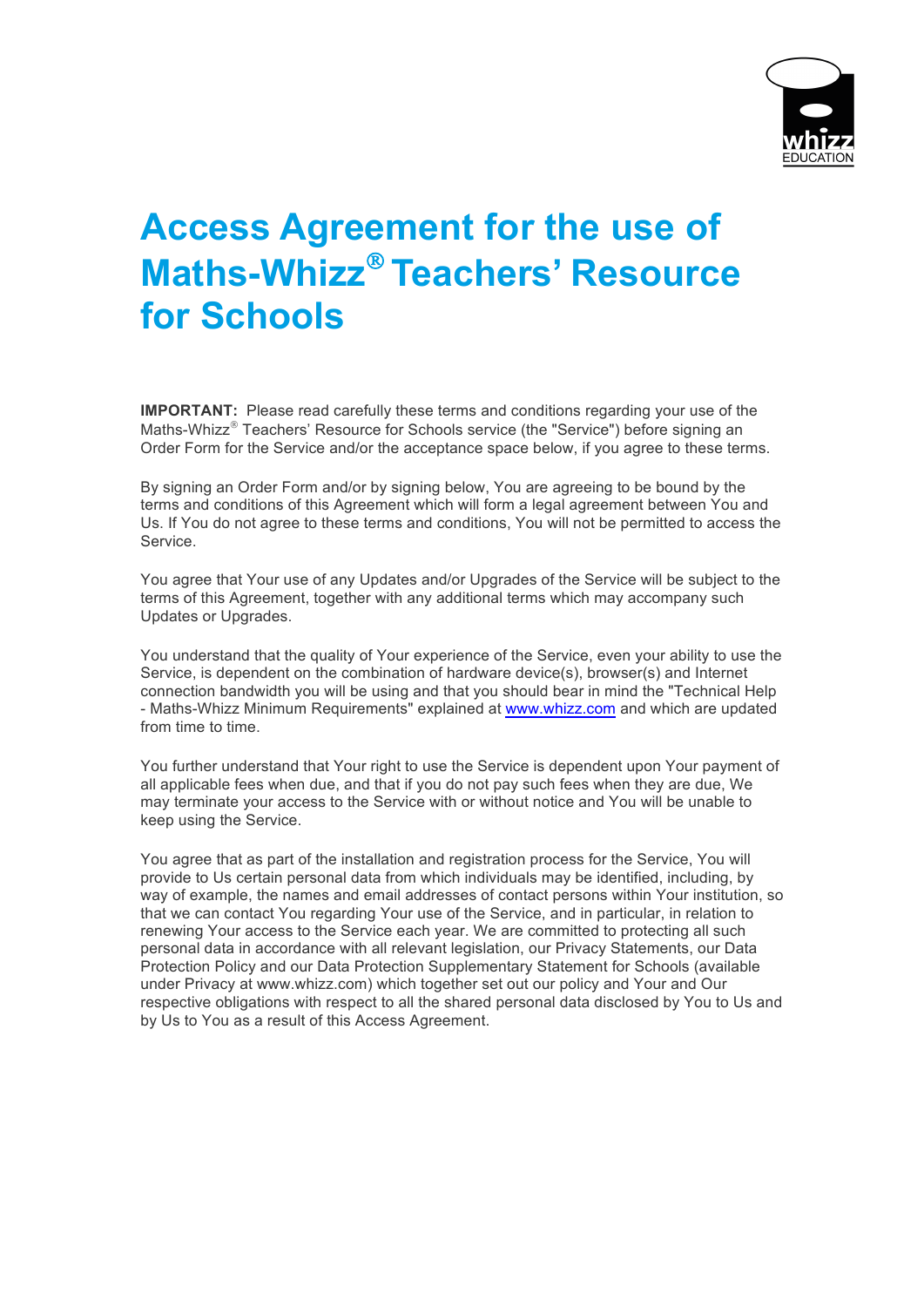# Access Agreement for the use of Maths-Whizz® Teachers' Resource for Schools

**IMPORTANT:** Please read carefully these terms and conditions regarding your use of the Maths-Whizz® Teachers' Resource for Schools service (the "Service") before signing an Order Form for the Service and/or the acceptance space below, if you agree to these terms.

By signing an Order Form and/or by signing below, You are agreeing to be bound by the terms and conditions of this Agreement which will form a legal agreement between You and Us. If You do not agree to these terms and conditions, You will not be permitted to access the Service.

You agree that Your use of any Updates and/or Upgrades of the Service will be subject to the terms of this Agreement, together with any additional terms which may accompany such Updates or Upgrades.

You understand that the quality of Your experience of the Service, even your ability to use the Service, is dependent on the combination of hardware device(s), browser(s) and Internet connection bandwidth you will be using and that you should bear in mind the "Technical Help - Maths-Whizz Minimum Requirements" explained at www.whizz.com and which are updated from time to time.

You further understand that Your right to use the Service is dependent upon Your payment of all applicable fees when due, and that if you do not pay such fees when they are due, We may terminate your access to the Service with or without notice and You will be unable to keep using the Service.

You agree that as part of the installation and registration process for the Service, You will provide to Us certain personal data from which individuals may be identified, including, by way of example, the names and email addresses of contact persons within Your institution, so that we can contact You regarding Your use of the Service, and in particular, in relation to renewing Your access to the Service each year. We are committed to protecting all such personal data in accordance with all relevant legislation, our Privacy Statements, our Data Protection Policy and our Data Protection Supplementary Statement for Schools (available under Privacy at www.whizz.com) which together set out our policy and Your and Our respective obligations with respect to all the shared personal data disclosed by You to Us and by Us to You as a result of this Access Agreement.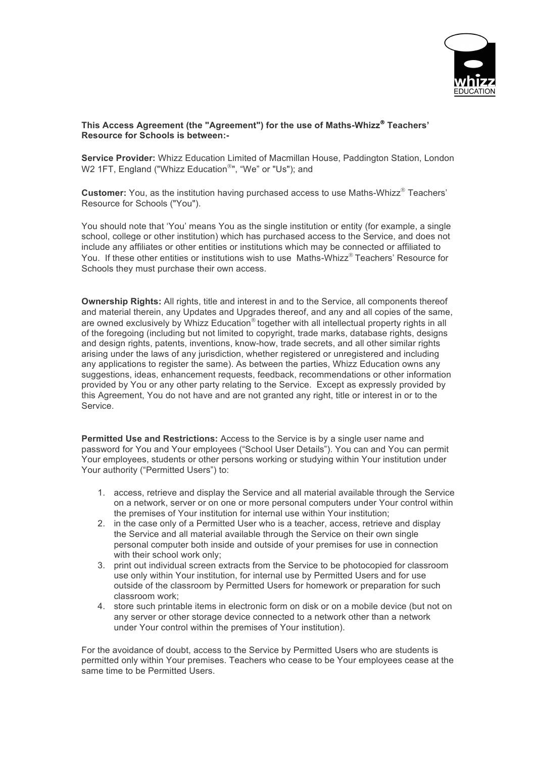**This Access Agreement (the "Agreement") for the use of Maths-Whizz® Teachers' Resource for Schools is between:-**

**Service Provider:** Whizz Education Limited of Macmillan House, Paddington Station, London W2 1FT, England ("Whizz Education®", "We" or "Us"); and

**Customer:** You, as the institution having purchased access to use Maths-Whizz® Teachers' Resource for Schools ("You").

You should note that 'You' means You as the single institution or entity (for example, a single school, college or other institution) which has purchased access to the Service, and does not include any affiliates or other entities or institutions which may be connected or affiliated to You. If these other entities or institutions wish to use Maths-Whizz® Teachers' Resource for Schools they must purchase their own access.

**Ownership Rights:** All rights, title and interest in and to the Service, all components thereof and material therein, any Updates and Upgrades thereof, and any and all copies of the same, are owned exclusively by Whizz Education® together with all intellectual property rights in all of the foregoing (including but not limited to copyright, trade marks, database rights, designs and design rights, patents, inventions, know-how, trade secrets, and all other similar rights arising under the laws of any jurisdiction, whether registered or unregistered and including any applications to register the same). As between the parties, Whizz Education owns any suggestions, ideas, enhancement requests, feedback, recommendations or other information provided by You or any other party relating to the Service. Except as expressly provided by this Agreement, You do not have and are not granted any right, title or interest in or to the Service.

**Permitted Use and Restrictions:** Access to the Service is by a single user name and password for You and Your employees ("School User Details"). You can and You can permit Your employees, students or other persons working or studying within Your institution under Your authority ("Permitted Users") to:

1. access, retrieve and display the Service and all material available through the Service on a network, server or on one or more personal computers under Your control within the premises of Your institution for internal use within Your institution;
2. in the case only of a Permitted User who is a teacher, access, retrieve and display the Service and all material available through the Service on their own single personal computer both inside and outside of your premises for use in connection with their school work only;
3. print out individual screen extracts from the Service to be photocopied for classroom use only within Your institution, for internal use by Permitted Users and for use outside of the classroom by Permitted Users for homework or preparation for such classroom work;
4. store such printable items in electronic form on disk or on a mobile device (but not on any server or other storage device connected to a network other than a network under Your control within the premises of Your institution).

For the avoidance of doubt, access to the Service by Permitted Users who are students is permitted only within Your premises. Teachers who cease to be Your employees cease at the same time to be Permitted Users.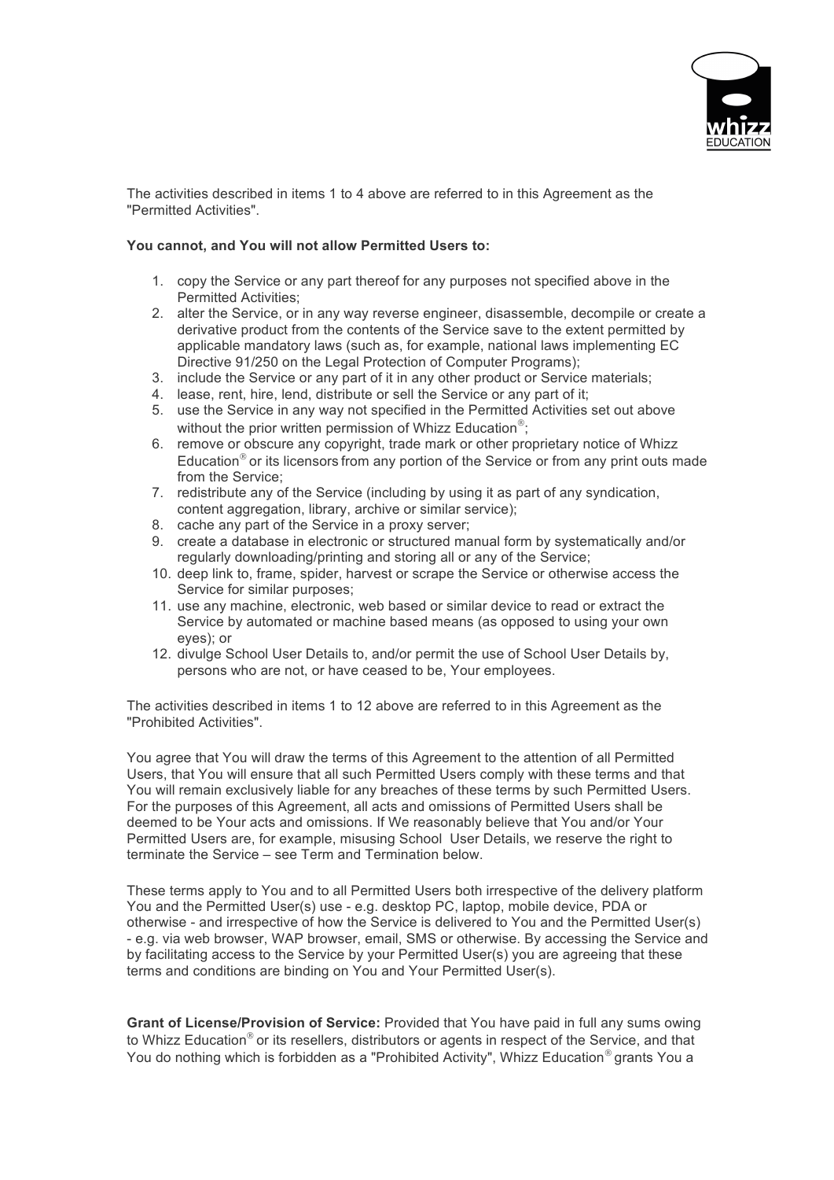The activities described in items 1 to 4 above are referred to in this Agreement as the "Permitted Activities".

**You cannot, and You will not allow Permitted Users to:**

1. copy the Service or any part thereof for any purposes not specified above in the Permitted Activities;
2. alter the Service, or in any way reverse engineer, disassemble, decompile or create a derivative product from the contents of the Service save to the extent permitted by applicable mandatory laws (such as, for example, national laws implementing EC Directive 91/250 on the Legal Protection of Computer Programs);
3. include the Service or any part of it in any other product or Service materials;
4. lease, rent, hire, lend, distribute or sell the Service or any part of it;
5. use the Service in any way not specified in the Permitted Activities set out above without the prior written permission of Whizz Education®;
6. remove or obscure any copyright, trade mark or other proprietary notice of Whizz Education® or its licensors from any portion of the Service or from any print outs made from the Service;
7. redistribute any of the Service (including by using it as part of any syndication, content aggregation, library, archive or similar service);
8. cache any part of the Service in a proxy server;
9. create a database in electronic or structured manual form by systematically and/or regularly downloading/printing and storing all or any of the Service;
10. deep link to, frame, spider, harvest or scrape the Service or otherwise access the Service for similar purposes;
11. use any machine, electronic, web based or similar device to read or extract the Service by automated or machine based means (as opposed to using your own eyes); or
12. divulge School User Details to, and/or permit the use of School User Details by, persons who are not, or have ceased to be, Your employees.

The activities described in items 1 to 12 above are referred to in this Agreement as the "Prohibited Activities".

You agree that You will draw the terms of this Agreement to the attention of all Permitted Users, that You will ensure that all such Permitted Users comply with these terms and that You will remain exclusively liable for any breaches of these terms by such Permitted Users. For the purposes of this Agreement, all acts and omissions of Permitted Users shall be deemed to be Your acts and omissions. If We reasonably believe that You and/or Your Permitted Users are, for example, misusing School User Details, we reserve the right to terminate the Service – see Term and Termination below.

These terms apply to You and to all Permitted Users both irrespective of the delivery platform You and the Permitted User(s) use - e.g. desktop PC, laptop, mobile device, PDA or otherwise - and irrespective of how the Service is delivered to You and the Permitted User(s) - e.g. via web browser, WAP browser, email, SMS or otherwise. By accessing the Service and by facilitating access to the Service by your Permitted User(s) you are agreeing that these terms and conditions are binding on You and Your Permitted User(s).

**Grant of License/Provision of Service:** Provided that You have paid in full any sums owing to Whizz Education® or its resellers, distributors or agents in respect of the Service, and that You do nothing which is forbidden as a "Prohibited Activity", Whizz Education® grants You a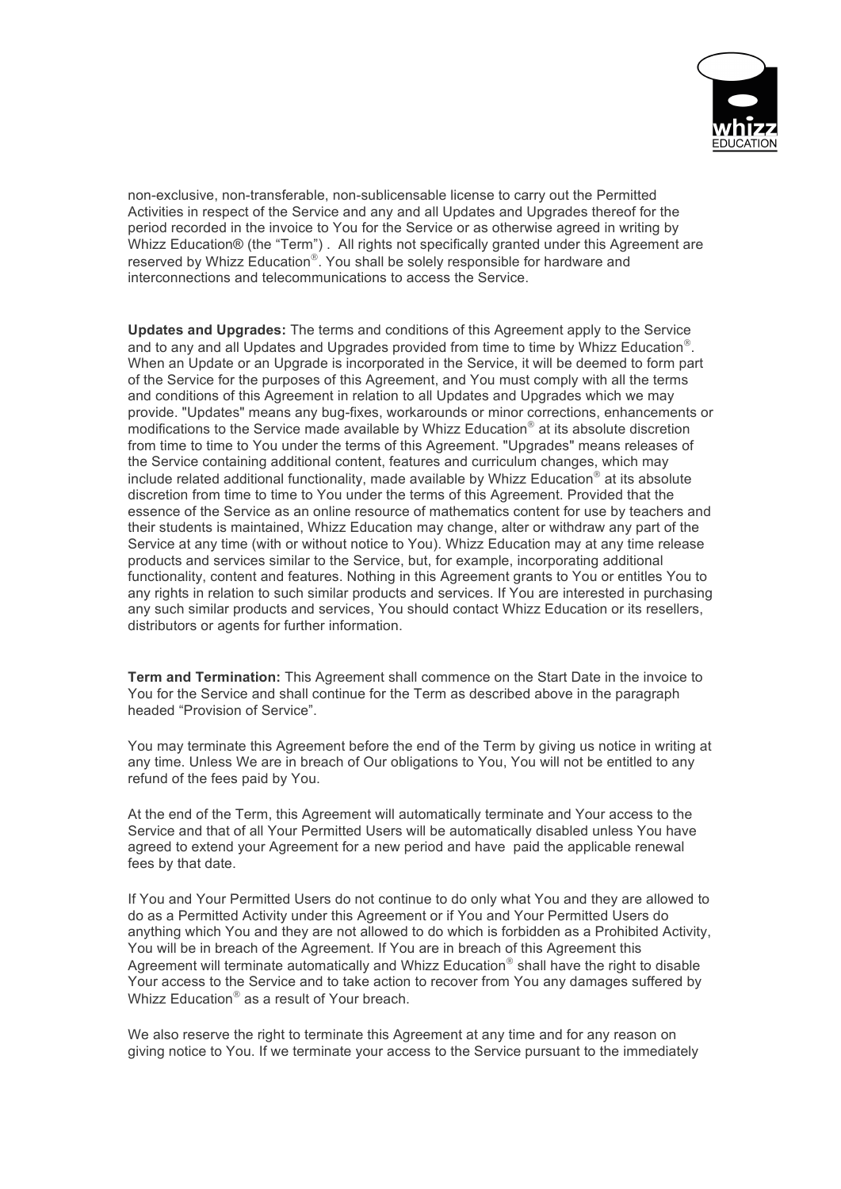non-exclusive, non-transferable, non-sublicensable license to carry out the Permitted Activities in respect of the Service and any and all Updates and Upgrades thereof for the period recorded in the invoice to You for the Service or as otherwise agreed in writing by Whizz Education® (the "Term") . All rights not specifically granted under this Agreement are reserved by Whizz Education®. You shall be solely responsible for hardware and interconnections and telecommunications to access the Service.

**Updates and Upgrades:** The terms and conditions of this Agreement apply to the Service and to any and all Updates and Upgrades provided from time to time by Whizz Education®. When an Update or an Upgrade is incorporated in the Service, it will be deemed to form part of the Service for the purposes of this Agreement, and You must comply with all the terms and conditions of this Agreement in relation to all Updates and Upgrades which we may provide. "Updates" means any bug-fixes, workarounds or minor corrections, enhancements or modifications to the Service made available by Whizz Education® at its absolute discretion from time to time to You under the terms of this Agreement. "Upgrades" means releases of the Service containing additional content, features and curriculum changes, which may include related additional functionality, made available by Whizz Education® at its absolute discretion from time to time to You under the terms of this Agreement. Provided that the essence of the Service as an online resource of mathematics content for use by teachers and their students is maintained, Whizz Education may change, alter or withdraw any part of the Service at any time (with or without notice to You). Whizz Education may at any time release products and services similar to the Service, but, for example, incorporating additional functionality, content and features. Nothing in this Agreement grants to You or entitles You to any rights in relation to such similar products and services. If You are interested in purchasing any such similar products and services, You should contact Whizz Education or its resellers, distributors or agents for further information.

**Term and Termination:** This Agreement shall commence on the Start Date in the invoice to You for the Service and shall continue for the Term as described above in the paragraph headed "Provision of Service".

You may terminate this Agreement before the end of the Term by giving us notice in writing at any time. Unless We are in breach of Our obligations to You, You will not be entitled to any refund of the fees paid by You.

At the end of the Term, this Agreement will automatically terminate and Your access to the Service and that of all Your Permitted Users will be automatically disabled unless You have agreed to extend your Agreement for a new period and have paid the applicable renewal fees by that date.

If You and Your Permitted Users do not continue to do only what You and they are allowed to do as a Permitted Activity under this Agreement or if You and Your Permitted Users do anything which You and they are not allowed to do which is forbidden as a Prohibited Activity, You will be in breach of the Agreement. If You are in breach of this Agreement this Agreement will terminate automatically and Whizz Education® shall have the right to disable Your access to the Service and to take action to recover from You any damages suffered by Whizz Education® as a result of Your breach.

We also reserve the right to terminate this Agreement at any time and for any reason on giving notice to You. If we terminate your access to the Service pursuant to the immediately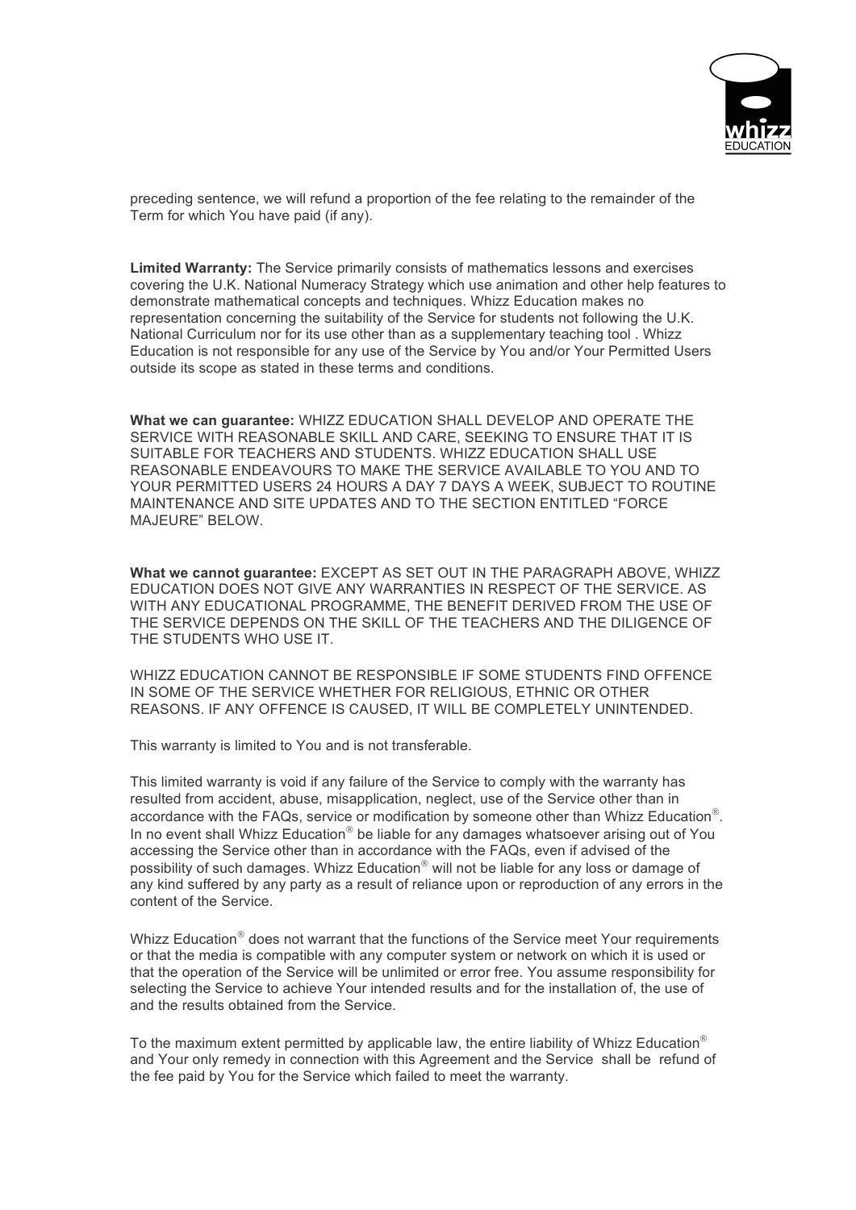preceding sentence, we will refund a proportion of the fee relating to the remainder of the Term for which You have paid (if any).

**Limited Warranty:** The Service primarily consists of mathematics lessons and exercises covering the U.K. National Numeracy Strategy which use animation and other help features to demonstrate mathematical concepts and techniques. Whizz Education makes no representation concerning the suitability of the Service for students not following the U.K. National Curriculum nor for its use other than as a supplementary teaching tool . Whizz Education is not responsible for any use of the Service by You and/or Your Permitted Users outside its scope as stated in these terms and conditions.

**What we can guarantee:** WHIZZ EDUCATION SHALL DEVELOP AND OPERATE THE SERVICE WITH REASONABLE SKILL AND CARE, SEEKING TO ENSURE THAT IT IS SUITABLE FOR TEACHERS AND STUDENTS. WHIZZ EDUCATION SHALL USE REASONABLE ENDEAVOURS TO MAKE THE SERVICE AVAILABLE TO YOU AND TO YOUR PERMITTED USERS 24 HOURS A DAY 7 DAYS A WEEK, SUBJECT TO ROUTINE MAINTENANCE AND SITE UPDATES AND TO THE SECTION ENTITLED "FORCE MAJEURE" BELOW.

**What we cannot guarantee:** EXCEPT AS SET OUT IN THE PARAGRAPH ABOVE, WHIZZ EDUCATION DOES NOT GIVE ANY WARRANTIES IN RESPECT OF THE SERVICE. AS WITH ANY EDUCATIONAL PROGRAMME, THE BENEFIT DERIVED FROM THE USE OF THE SERVICE DEPENDS ON THE SKILL OF THE TEACHERS AND THE DILIGENCE OF THE STUDENTS WHO USE IT.

WHIZZ EDUCATION CANNOT BE RESPONSIBLE IF SOME STUDENTS FIND OFFENCE IN SOME OF THE SERVICE WHETHER FOR RELIGIOUS, ETHNIC OR OTHER REASONS. IF ANY OFFENCE IS CAUSED, IT WILL BE COMPLETELY UNINTENDED.

This warranty is limited to You and is not transferable.

This limited warranty is void if any failure of the Service to comply with the warranty has resulted from accident, abuse, misapplication, neglect, use of the Service other than in accordance with the FAQs, service or modification by someone other than Whizz Education®. In no event shall Whizz Education® be liable for any damages whatsoever arising out of You accessing the Service other than in accordance with the FAQs, even if advised of the possibility of such damages. Whizz Education® will not be liable for any loss or damage of any kind suffered by any party as a result of reliance upon or reproduction of any errors in the content of the Service.

Whizz Education® does not warrant that the functions of the Service meet Your requirements or that the media is compatible with any computer system or network on which it is used or that the operation of the Service will be unlimited or error free. You assume responsibility for selecting the Service to achieve Your intended results and for the installation of, the use of and the results obtained from the Service.

To the maximum extent permitted by applicable law, the entire liability of Whizz Education® and Your only remedy in connection with this Agreement and the Service shall be refund of the fee paid by You for the Service which failed to meet the warranty.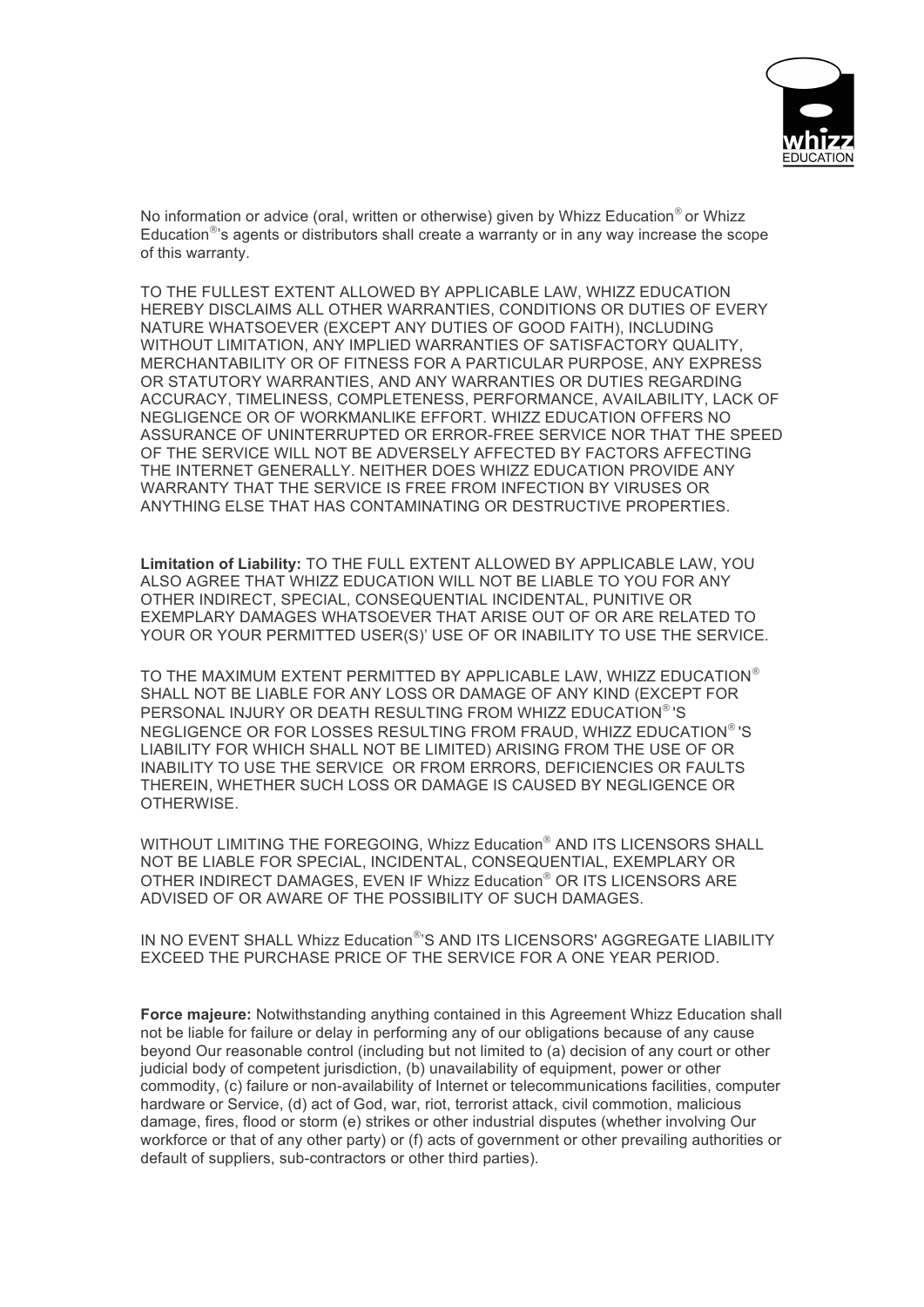No information or advice (oral, written or otherwise) given by Whizz Education® or Whizz Education®'s agents or distributors shall create a warranty or in any way increase the scope of this warranty.

TO THE FULLEST EXTENT ALLOWED BY APPLICABLE LAW, WHIZZ EDUCATION HEREBY DISCLAIMS ALL OTHER WARRANTIES, CONDITIONS OR DUTIES OF EVERY NATURE WHATSOEVER (EXCEPT ANY DUTIES OF GOOD FAITH), INCLUDING WITHOUT LIMITATION, ANY IMPLIED WARRANTIES OF SATISFACTORY QUALITY, MERCHANTABILITY OR OF FITNESS FOR A PARTICULAR PURPOSE, ANY EXPRESS OR STATUTORY WARRANTIES, AND ANY WARRANTIES OR DUTIES REGARDING ACCURACY, TIMELINESS, COMPLETENESS, PERFORMANCE, AVAILABILITY, LACK OF NEGLIGENCE OR OF WORKMANLIKE EFFORT. WHIZZ EDUCATION OFFERS NO ASSURANCE OF UNINTERRUPTED OR ERROR-FREE SERVICE NOR THAT THE SPEED OF THE SERVICE WILL NOT BE ADVERSELY AFFECTED BY FACTORS AFFECTING THE INTERNET GENERALLY. NEITHER DOES WHIZZ EDUCATION PROVIDE ANY WARRANTY THAT THE SERVICE IS FREE FROM INFECTION BY VIRUSES OR ANYTHING ELSE THAT HAS CONTAMINATING OR DESTRUCTIVE PROPERTIES.

**Limitation of Liability:** TO THE FULL EXTENT ALLOWED BY APPLICABLE LAW, YOU ALSO AGREE THAT WHIZZ EDUCATION WILL NOT BE LIABLE TO YOU FOR ANY OTHER INDIRECT, SPECIAL, CONSEQUENTIAL INCIDENTAL, PUNITIVE OR EXEMPLARY DAMAGES WHATSOEVER THAT ARISE OUT OF OR ARE RELATED TO YOUR OR YOUR PERMITTED USER(S)' USE OF OR INABILITY TO USE THE SERVICE.

TO THE MAXIMUM EXTENT PERMITTED BY APPLICABLE LAW, WHIZZ EDUCATION® SHALL NOT BE LIABLE FOR ANY LOSS OR DAMAGE OF ANY KIND (EXCEPT FOR PERSONAL INJURY OR DEATH RESULTING FROM WHIZZ EDUCATION®'S NEGLIGENCE OR FOR LOSSES RESULTING FROM FRAUD, WHIZZ EDUCATION®'S LIABILITY FOR WHICH SHALL NOT BE LIMITED) ARISING FROM THE USE OF OR INABILITY TO USE THE SERVICE OR FROM ERRORS, DEFICIENCIES OR FAULTS THEREIN, WHETHER SUCH LOSS OR DAMAGE IS CAUSED BY NEGLIGENCE OR OTHERWISE.

WITHOUT LIMITING THE FOREGOING, Whizz Education® AND ITS LICENSORS SHALL NOT BE LIABLE FOR SPECIAL, INCIDENTAL, CONSEQUENTIAL, EXEMPLARY OR OTHER INDIRECT DAMAGES, EVEN IF Whizz Education® OR ITS LICENSORS ARE ADVISED OF OR AWARE OF THE POSSIBILITY OF SUCH DAMAGES.

IN NO EVENT SHALL Whizz Education®'S AND ITS LICENSORS' AGGREGATE LIABILITY EXCEED THE PURCHASE PRICE OF THE SERVICE FOR A ONE YEAR PERIOD.

**Force majeure:** Notwithstanding anything contained in this Agreement Whizz Education shall not be liable for failure or delay in performing any of our obligations because of any cause beyond Our reasonable control (including but not limited to (a) decision of any court or other judicial body of competent jurisdiction, (b) unavailability of equipment, power or other commodity, (c) failure or non-availability of Internet or telecommunications facilities, computer hardware or Service, (d) act of God, war, riot, terrorist attack, civil commotion, malicious damage, fires, flood or storm (e) strikes or other industrial disputes (whether involving Our workforce or that of any other party) or (f) acts of government or other prevailing authorities or default of suppliers, sub-contractors or other third parties).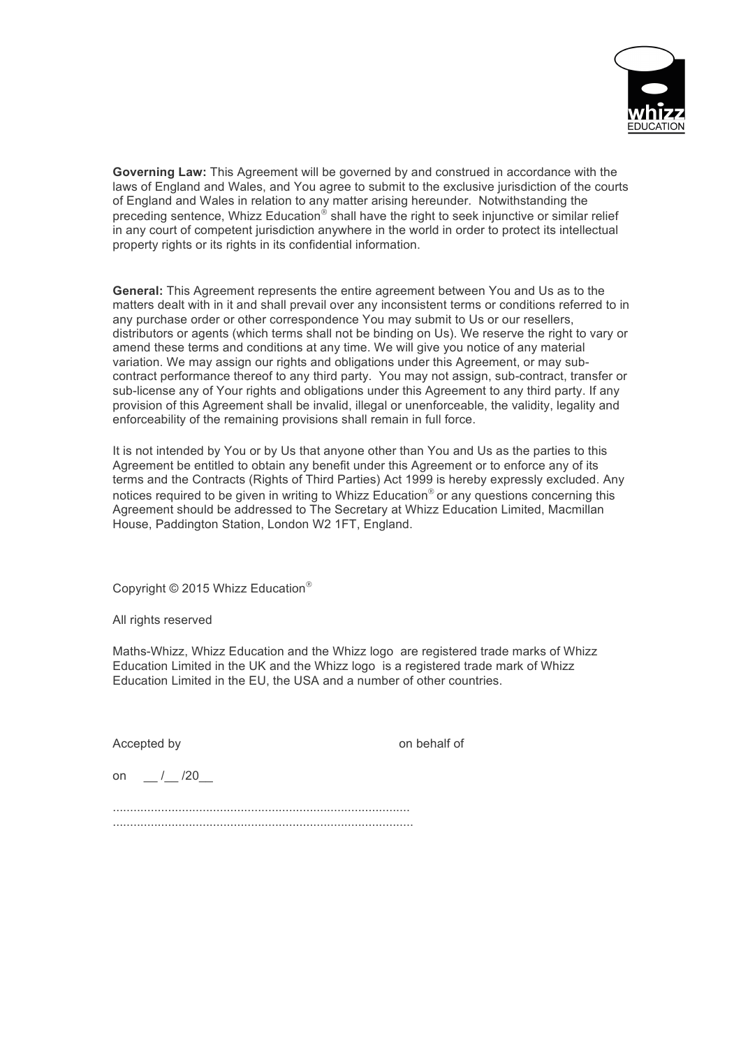**Governing Law:** This Agreement will be governed by and construed in accordance with the laws of England and Wales, and You agree to submit to the exclusive jurisdiction of the courts of England and Wales in relation to any matter arising hereunder. Notwithstanding the preceding sentence, Whizz Education® shall have the right to seek injunctive or similar relief in any court of competent jurisdiction anywhere in the world in order to protect its intellectual property rights or its rights in its confidential information.

**General:** This Agreement represents the entire agreement between You and Us as to the matters dealt with in it and shall prevail over any inconsistent terms or conditions referred to in any purchase order or other correspondence You may submit to Us or our resellers, distributors or agents (which terms shall not be binding on Us). We reserve the right to vary or amend these terms and conditions at any time. We will give you notice of any material variation. We may assign our rights and obligations under this Agreement, or may sub-contract performance thereof to any third party. You may not assign, sub-contract, transfer or sub-license any of Your rights and obligations under this Agreement to any third party. If any provision of this Agreement shall be invalid, illegal or unenforceable, the validity, legality and enforceability of the remaining provisions shall remain in full force.

It is not intended by You or by Us that anyone other than You and Us as the parties to this Agreement be entitled to obtain any benefit under this Agreement or to enforce any of its terms and the Contracts (Rights of Third Parties) Act 1999 is hereby expressly excluded. Any notices required to be given in writing to Whizz Education® or any questions concerning this Agreement should be addressed to The Secretary at Whizz Education Limited, Macmillan House, Paddington Station, London W2 1FT, England.

Copyright © 2015 Whizz Education®

All rights reserved

Maths-Whizz, Whizz Education and the Whizz logo are registered trade marks of Whizz Education Limited in the UK and the Whizz logo is a registered trade mark of Whizz Education Limited in the EU, the USA and a number of other countries.

Accepted by                                                            on behalf of

on __/__/20__

.......................................................................................
.......................................................................................